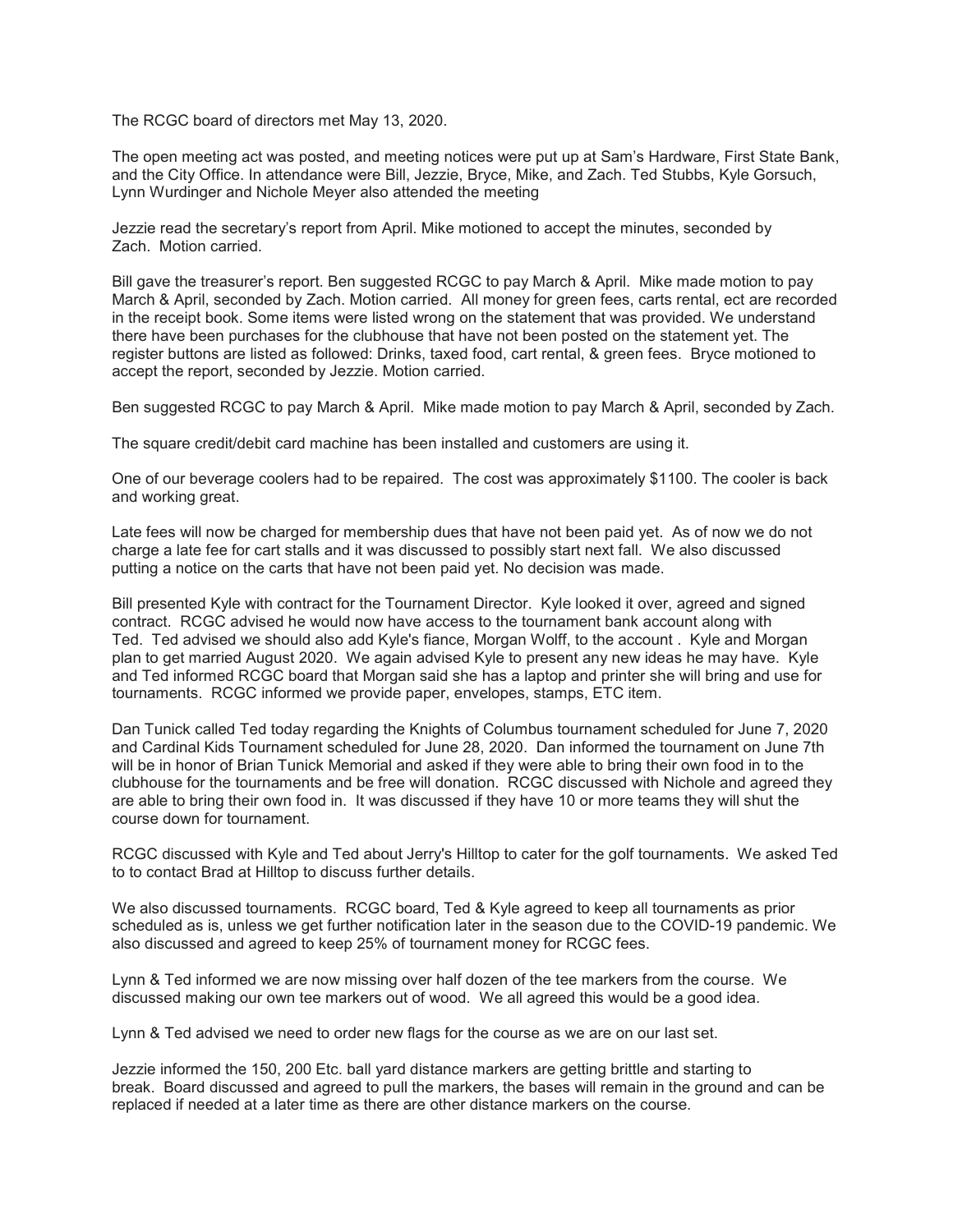The RCGC board of directors met May 13, 2020.

The open meeting act was posted, and meeting notices were put up at Sam's Hardware, First State Bank, and the City Office. In attendance were Bill, Jezzie, Bryce, Mike, and Zach. Ted Stubbs, Kyle Gorsuch, Lynn Wurdinger and Nichole Meyer also attended the meeting

Jezzie read the secretary's report from April. Mike motioned to accept the minutes, seconded by Zach. Motion carried.

Bill gave the treasurer's report. Ben suggested RCGC to pay March & April. Mike made motion to pay March & April, seconded by Zach. Motion carried. All money for green fees, carts rental, ect are recorded in the receipt book. Some items were listed wrong on the statement that was provided. We understand there have been purchases for the clubhouse that have not been posted on the statement yet. The register buttons are listed as followed: Drinks, taxed food, cart rental, & green fees. Bryce motioned to accept the report, seconded by Jezzie. Motion carried.

Ben suggested RCGC to pay March & April. Mike made motion to pay March & April, seconded by Zach.

The square credit/debit card machine has been installed and customers are using it.

One of our beverage coolers had to be repaired. The cost was approximately $1100. The cooler is back and working great.

Late fees will now be charged for membership dues that have not been paid yet. As of now we do not charge a late fee for cart stalls and it was discussed to possibly start next fall. We also discussed putting a notice on the carts that have not been paid yet. No decision was made.

Bill presented Kyle with contract for the Tournament Director. Kyle looked it over, agreed and signed contract. RCGC advised he would now have access to the tournament bank account along with Ted. Ted advised we should also add Kyle's fiance, Morgan Wolff, to the account . Kyle and Morgan plan to get married August 2020. We again advised Kyle to present any new ideas he may have. Kyle and Ted informed RCGC board that Morgan said she has a laptop and printer she will bring and use for tournaments. RCGC informed we provide paper, envelopes, stamps, ETC item.

Dan Tunick called Ted today regarding the Knights of Columbus tournament scheduled for June 7, 2020 and Cardinal Kids Tournament scheduled for June 28, 2020. Dan informed the tournament on June 7th will be in honor of Brian Tunick Memorial and asked if they were able to bring their own food in to the clubhouse for the tournaments and be free will donation. RCGC discussed with Nichole and agreed they are able to bring their own food in. It was discussed if they have 10 or more teams they will shut the course down for tournament.

RCGC discussed with Kyle and Ted about Jerry's Hilltop to cater for the golf tournaments. We asked Ted to to contact Brad at Hilltop to discuss further details.

We also discussed tournaments. RCGC board, Ted & Kyle agreed to keep all tournaments as prior scheduled as is, unless we get further notification later in the season due to the COVID-19 pandemic. We also discussed and agreed to keep 25% of tournament money for RCGC fees.

Lynn & Ted informed we are now missing over half dozen of the tee markers from the course. We discussed making our own tee markers out of wood. We all agreed this would be a good idea.

Lynn & Ted advised we need to order new flags for the course as we are on our last set.

Jezzie informed the 150, 200 Etc. ball yard distance markers are getting brittle and starting to break. Board discussed and agreed to pull the markers, the bases will remain in the ground and can be replaced if needed at a later time as there are other distance markers on the course.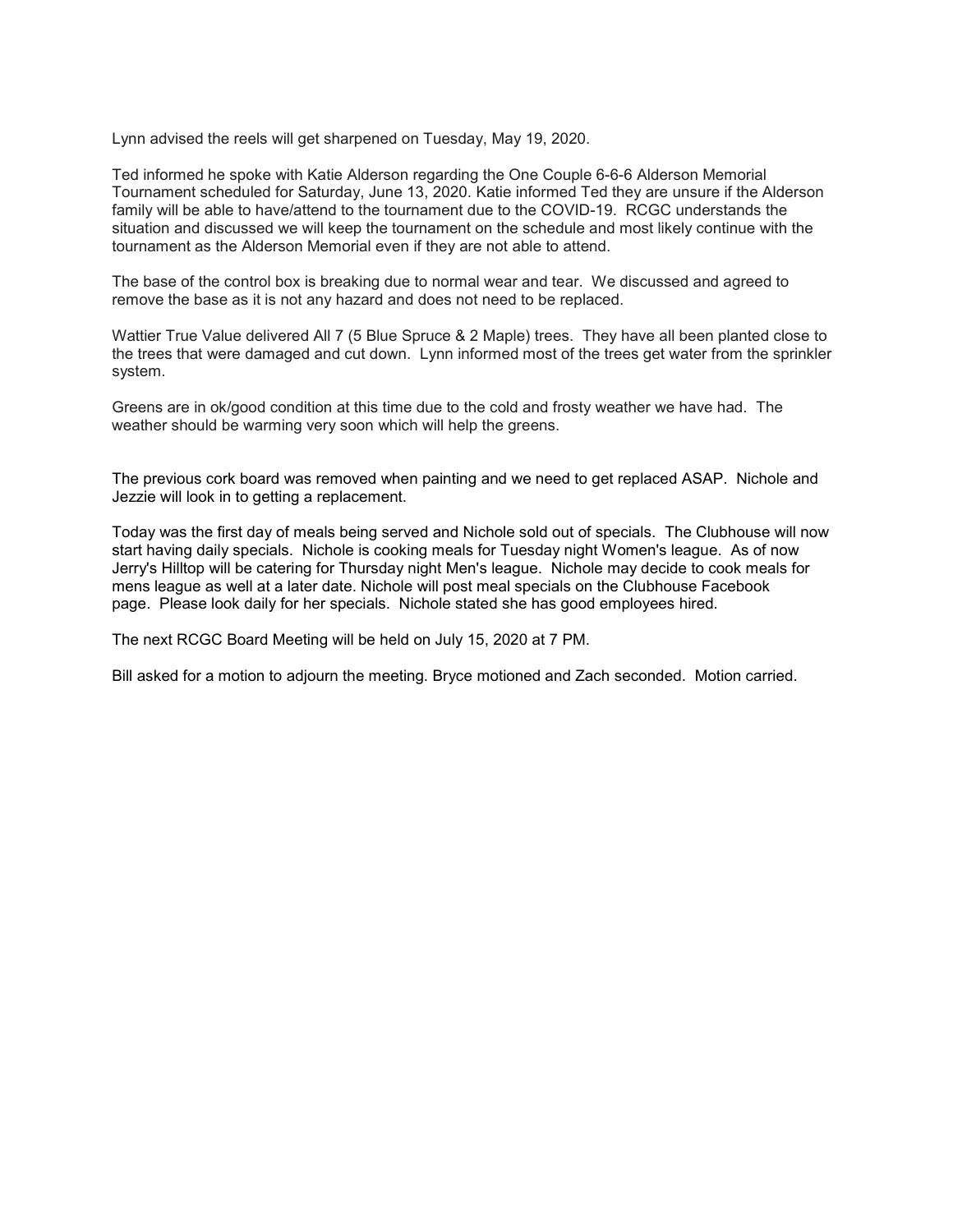Lynn advised the reels will get sharpened on Tuesday, May 19, 2020.

Ted informed he spoke with Katie Alderson regarding the One Couple 6-6-6 Alderson Memorial Tournament scheduled for Saturday, June 13, 2020. Katie informed Ted they are unsure if the Alderson family will be able to have/attend to the tournament due to the COVID-19. RCGC understands the situation and discussed we will keep the tournament on the schedule and most likely continue with the tournament as the Alderson Memorial even if they are not able to attend.

The base of the control box is breaking due to normal wear and tear. We discussed and agreed to remove the base as it is not any hazard and does not need to be replaced.

Wattier True Value delivered All 7 (5 Blue Spruce & 2 Maple) trees. They have all been planted close to the trees that were damaged and cut down. Lynn informed most of the trees get water from the sprinkler system.

Greens are in ok/good condition at this time due to the cold and frosty weather we have had. The weather should be warming very soon which will help the greens.

The previous cork board was removed when painting and we need to get replaced ASAP. Nichole and Jezzie will look in to getting a replacement.

Today was the first day of meals being served and Nichole sold out of specials. The Clubhouse will now start having daily specials. Nichole is cooking meals for Tuesday night Women's league. As of now Jerry's Hilltop will be catering for Thursday night Men's league. Nichole may decide to cook meals for mens league as well at a later date. Nichole will post meal specials on the Clubhouse Facebook page. Please look daily for her specials. Nichole stated she has good employees hired.

The next RCGC Board Meeting will be held on July 15, 2020 at 7 PM.

Bill asked for a motion to adjourn the meeting. Bryce motioned and Zach seconded. Motion carried.